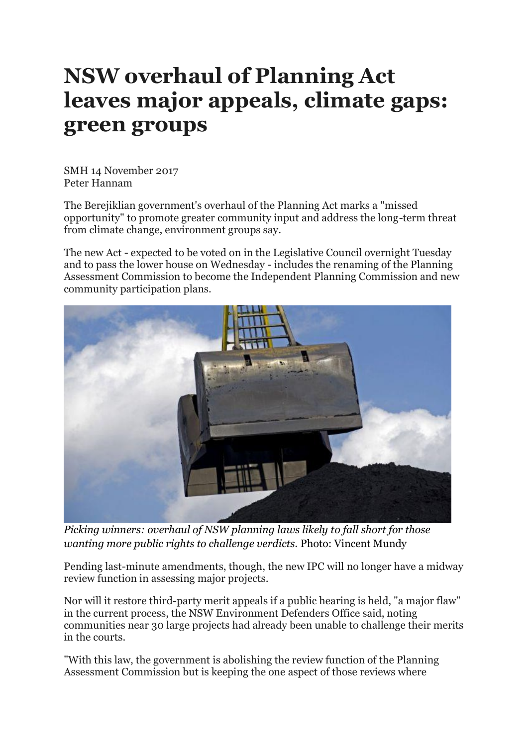# NSW overhaul of Planning Act leaves major appeals, climate gaps: green groups

SMH 14 November 2017
Peter Hannam

The Berejiklian government's overhaul of the Planning Act marks a "missed opportunity" to promote greater community input and address the long-term threat from climate change, environment groups say.

The new Act - expected to be voted on in the Legislative Council overnight Tuesday and to pass the lower house on Wednesday - includes the renaming of the Planning Assessment Commission to become the Independent Planning Commission and new community participation plans.

*Picking winners: overhaul of NSW planning laws likely to fall short for those wanting more public rights to challenge verdicts.* Photo: Vincent Mundy

Pending last-minute amendments, though, the new IPC will no longer have a midway review function in assessing major projects.

Nor will it restore third-party merit appeals if a public hearing is held, "a major flaw" in the current process, the NSW Environment Defenders Office said, noting communities near 30 large projects had already been unable to challenge their merits in the courts.

"With this law, the government is abolishing the review function of the Planning Assessment Commission but is keeping the one aspect of those reviews where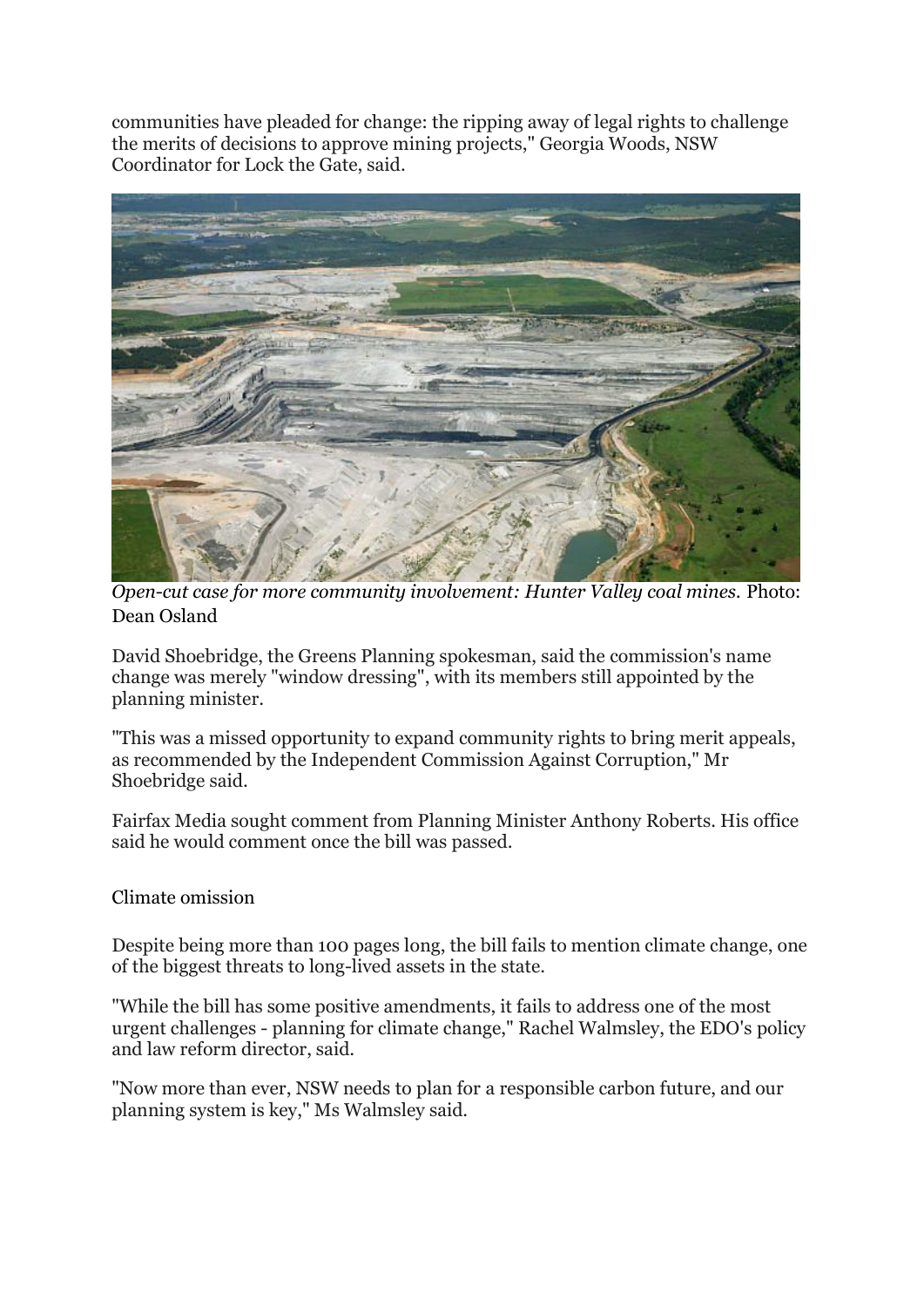communities have pleaded for change: the ripping away of legal rights to challenge the merits of decisions to approve mining projects," Georgia Woods, NSW Coordinator for Lock the Gate, said.

*Open-cut case for more community involvement: Hunter Valley coal mines.* Photo: Dean Osland

David Shoebridge, the Greens Planning spokesman, said the commission's name change was merely "window dressing", with its members still appointed by the planning minister.

"This was a missed opportunity to expand community rights to bring merit appeals, as recommended by the Independent Commission Against Corruption," Mr Shoebridge said.

Fairfax Media sought comment from Planning Minister Anthony Roberts. His office said he would comment once the bill was passed.

Climate omission

Despite being more than 100 pages long, the bill fails to mention climate change, one of the biggest threats to long-lived assets in the state.

"While the bill has some positive amendments, it fails to address one of the most urgent challenges - planning for climate change," Rachel Walmsley, the EDO's policy and law reform director, said.

"Now more than ever, NSW needs to plan for a responsible carbon future, and our planning system is key," Ms Walmsley said.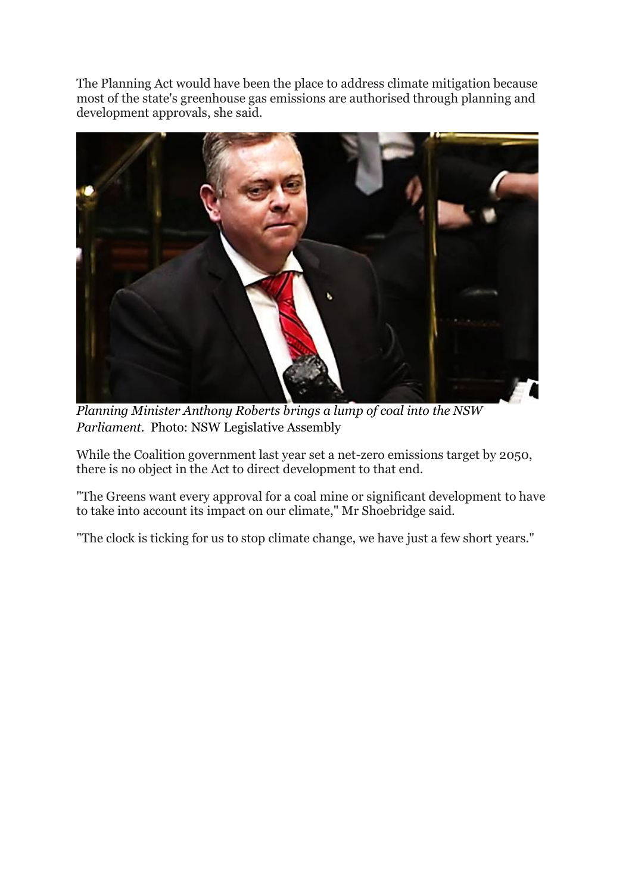The Planning Act would have been the place to address climate mitigation because most of the state's greenhouse gas emissions are authorised through planning and development approvals, she said.

*Planning Minister Anthony Roberts brings a lump of coal into the NSW Parliament.* Photo: NSW Legislative Assembly

While the Coalition government last year set a net-zero emissions target by 2050, there is no object in the Act to direct development to that end.

"The Greens want every approval for a coal mine or significant development to have to take into account its impact on our climate," Mr Shoebridge said.

"The clock is ticking for us to stop climate change, we have just a few short years."